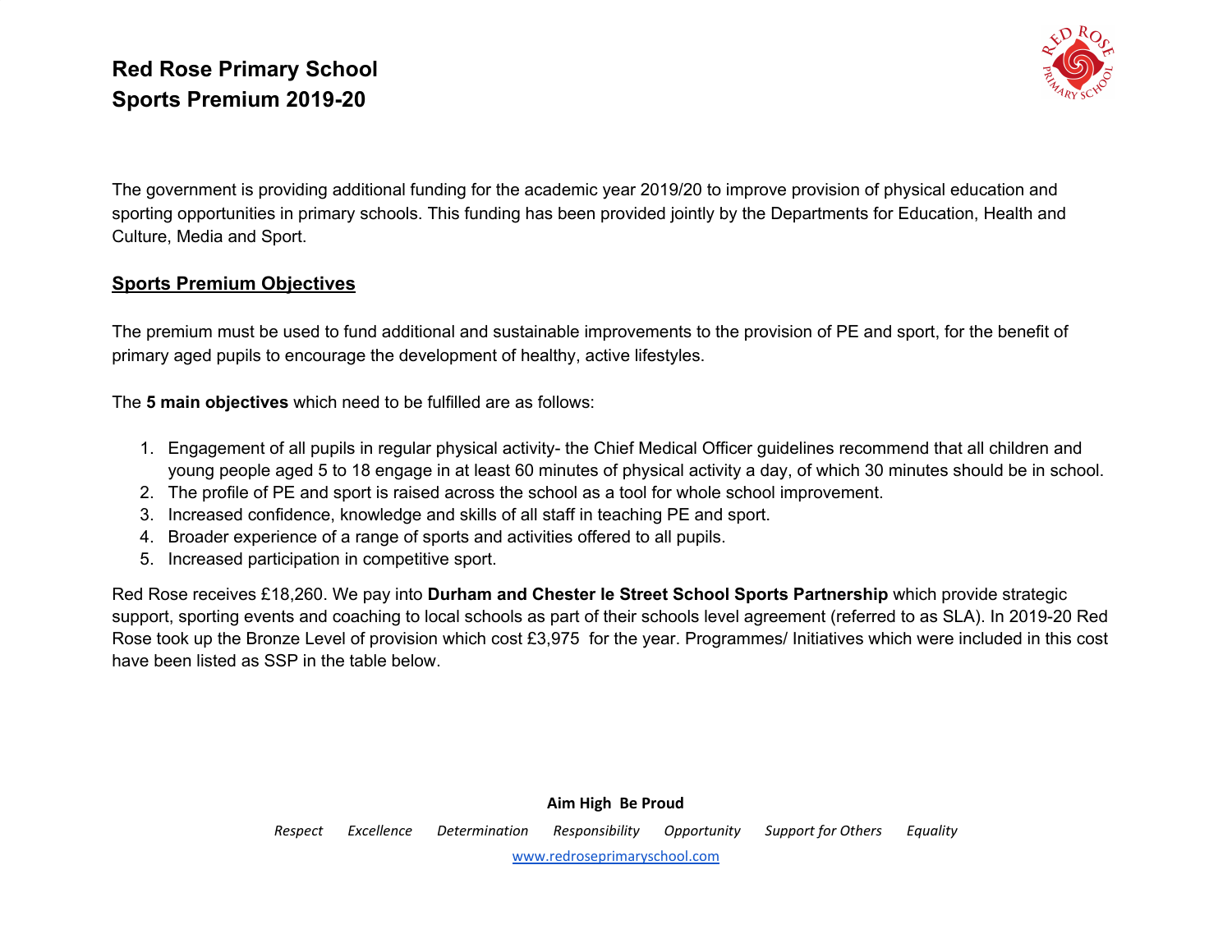# Red Rose Primary School
# Sports Premium 2019-20

The government is providing additional funding for the academic year 2019/20 to improve provision of physical education and sporting opportunities in primary schools. This funding has been provided jointly by the Departments for Education, Health and Culture, Media and Sport.

## Sports Premium Objectives

The premium must be used to fund additional and sustainable improvements to the provision of PE and sport, for the benefit of primary aged pupils to encourage the development of healthy, active lifestyles.

The **5 main objectives** which need to be fulfilled are as follows:

1. Engagement of all pupils in regular physical activity- the Chief Medical Officer guidelines recommend that all children and young people aged 5 to 18 engage in at least 60 minutes of physical activity a day, of which 30 minutes should be in school.
2. The profile of PE and sport is raised across the school as a tool for whole school improvement.
3. Increased confidence, knowledge and skills of all staff in teaching PE and sport.
4. Broader experience of a range of sports and activities offered to all pupils.
5. Increased participation in competitive sport.

Red Rose receives £18,260. We pay into **Durham and Chester le Street School Sports Partnership** which provide strategic support, sporting events and coaching to local schools as part of their schools level agreement (referred to as SLA). In 2019-20 Red Rose took up the Bronze Level of provision which cost £3,975 for the year. Programmes/ Initiatives which were included in this cost have been listed as SSP in the table below.

**Aim High Be Proud**

*Respect Excellence Determination Responsibility Opportunity Support for Others Equality*

www.redroseprimaryschool.com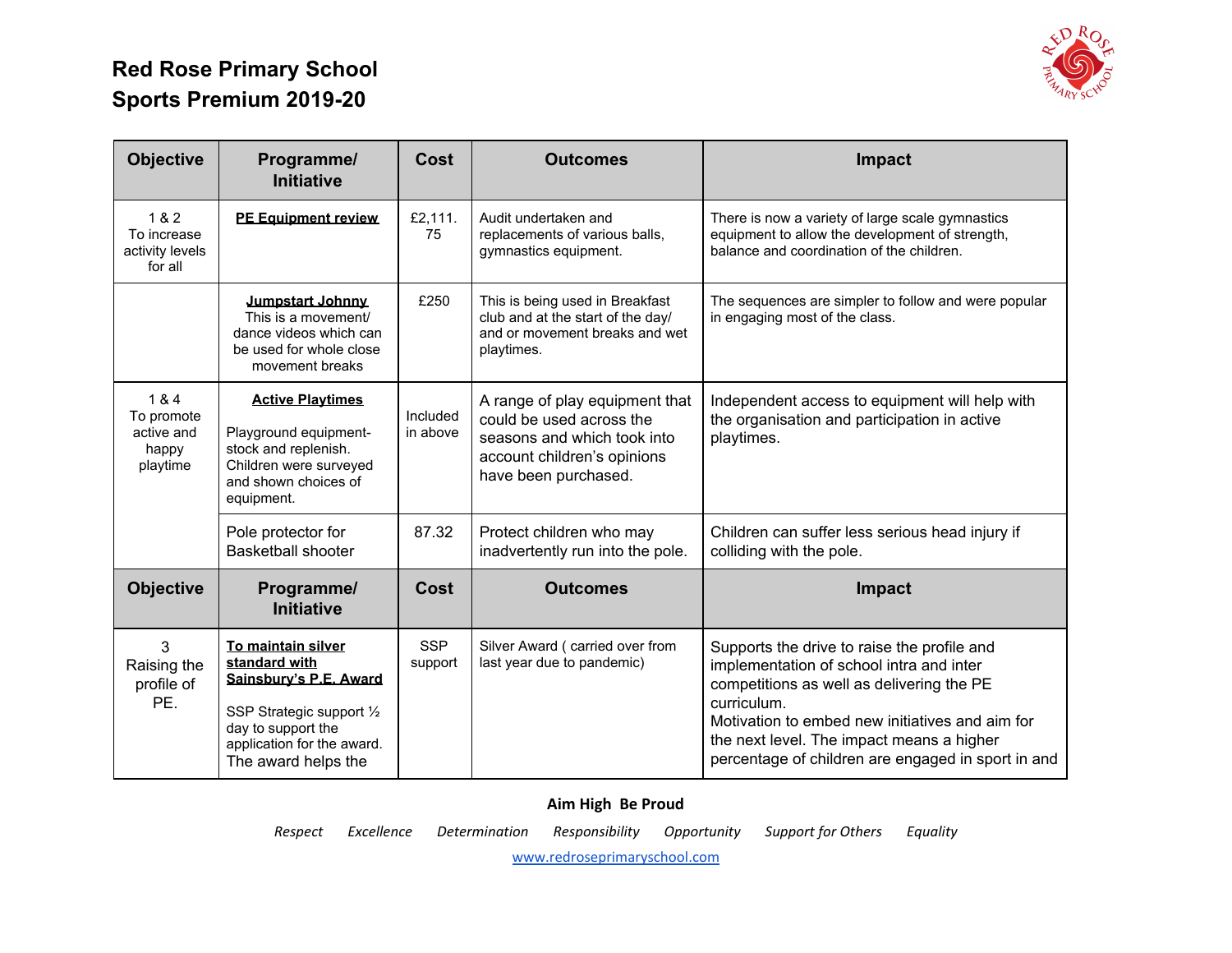# Red Rose Primary School
## Sports Premium 2019-20

| Objective | Programme/ Initiative | Cost | Outcomes | Impact |
|---|---|---|---|---|
| 1 & 2 To increase activity levels for all | **PE Equipment review** | £2,111.75 | Audit undertaken and replacements of various balls, gymnastics equipment. | There is now a variety of large scale gymnastics equipment to allow the development of strength, balance and coordination of the children. |
| | **Jumpstart Johnny** This is a movement/ dance videos which can be used for whole close movement breaks | £250 | This is being used in Breakfast club and at the start of the day/ and or movement breaks and wet playtimes. | The sequences are simpler to follow and were popular in engaging most of the class. |
| 1 & 4 To promote active and happy playtime | **Active Playtimes** Playground equipment- stock and replenish. Children were surveyed and shown choices of equipment. | Included in above | A range of play equipment that could be used across the seasons and which took into account children's opinions have been purchased. | Independent access to equipment will help with the organisation and participation in active playtimes. |
| | Pole protector for Basketball shooter | 87.32 | Protect children who may inadvertently run into the pole. | Children can suffer less serious head injury if colliding with the pole. |

| Objective | Programme/ Initiative | Cost | Outcomes | Impact |
|---|---|---|---|---|
| 3 Raising the profile of PE. | **To maintain silver standard with Sainsbury's P.E. Award** SSP Strategic support ½ day to support the application for the award. The award helps the | SSP support | Silver Award ( carried over from last year due to pandemic) | Supports the drive to raise the profile and implementation of school intra and inter competitions as well as delivering the PE curriculum. Motivation to embed new initiatives and aim for the next level. The impact means a higher percentage of children are engaged in sport in and |

**Aim High Be Proud**

*Respect Excellence Determination Responsibility Opportunity Support for Others Equality*

www.redroseprimaryschool.com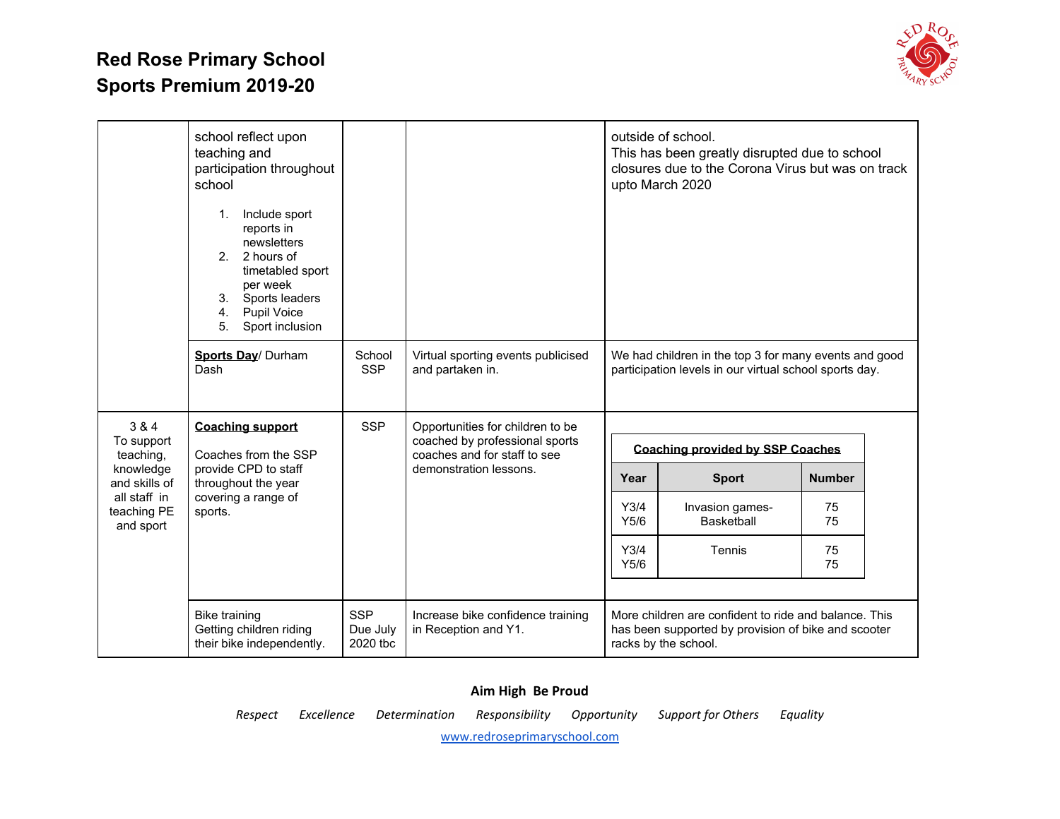# Red Rose Primary School
# Sports Premium 2019-20

| | | | | |
|---|---|---|---|---|
| | school reflect upon teaching and participation throughout school<br><br>1. Include sport reports in newsletters<br>2. 2 hours of timetabled sport per week<br>3. Sports leaders<br>4. Pupil Voice<br>5. Sport inclusion | | | outside of school.<br>This has been greatly disrupted due to school closures due to the Corona Virus but was on track upto March 2020 |
| | **Sports Day**/ Durham Dash | School SSP | Virtual sporting events publicised and partaken in. | We had children in the top 3 for many events and good participation levels in our virtual school sports day. |
| 3 & 4<br>To support teaching, knowledge and skills of all staff in teaching PE and sport | **Coaching support**<br><br>Coaches from the SSP provide CPD to staff throughout the year covering a range of sports. | SSP | Opportunities for children to be coached by professional sports coaches and for staff to see demonstration lessons. | **Coaching provided by SSP Coaches** (see table below) |
| | Bike training<br>Getting children riding their bike independently. | SSP<br>Due July 2020 tbc | Increase bike confidence training in Reception and Y1. | More children are confident to ride and balance. This has been supported by provision of bike and scooter racks by the school. |

**Coaching provided by SSP Coaches**

| Year | Sport | Number |
|---|---|---|
| Y3/4<br>Y5/6 | Invasion games- Basketball | 75<br>75 |
| Y3/4<br>Y5/6 | Tennis | 75<br>75 |

**Aim High Be Proud**

*Respect Excellence Determination Responsibility Opportunity Support for Others Equality*

www.redroseprimaryschool.com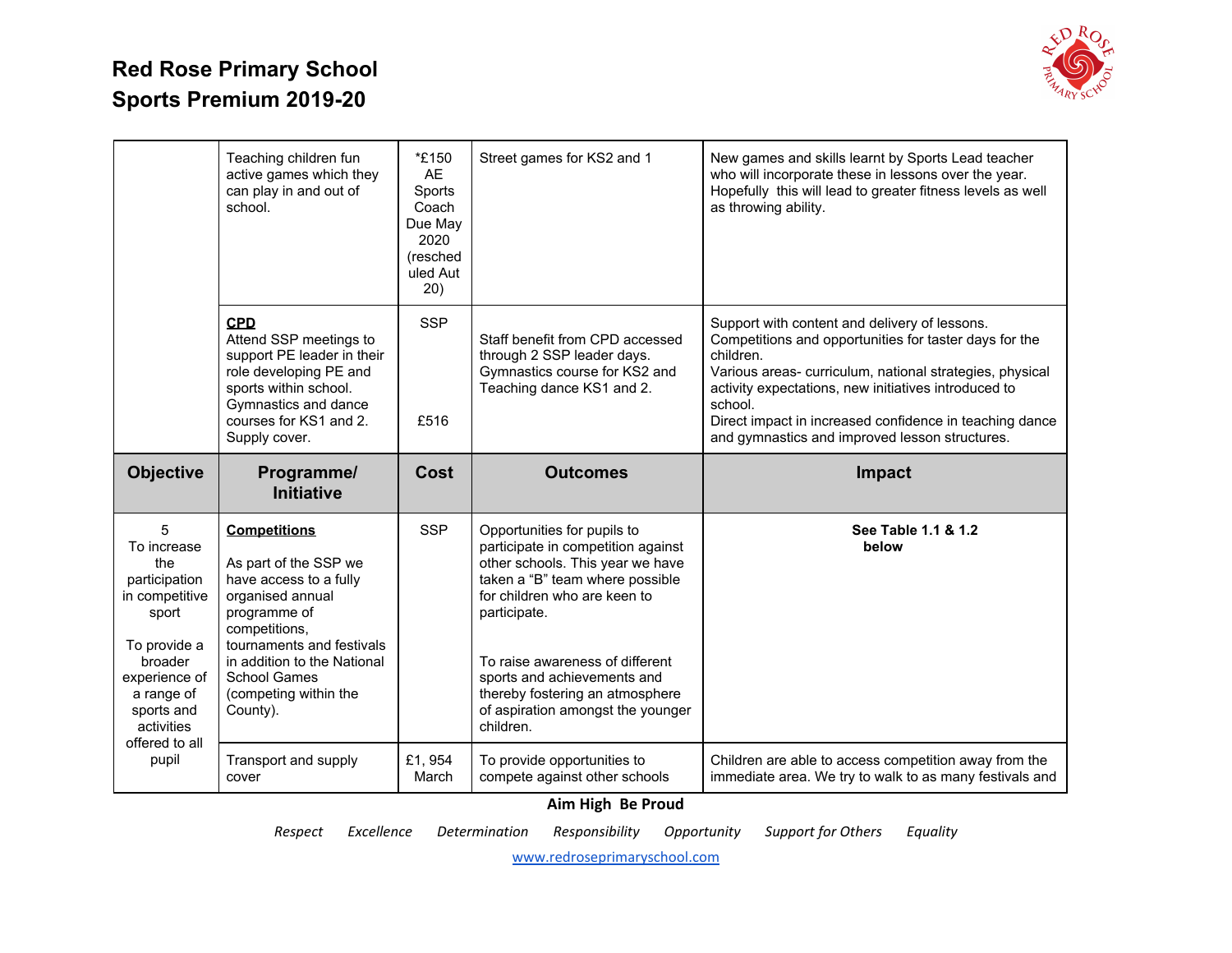# Red Rose Primary School
# Sports Premium 2019-20

| | | | | |
|---|---|---|---|---|
| | Teaching children fun active games which they can play in and out of school. | *£150 AE Sports Coach Due May 2020 (rescheduled Aut 20) | Street games for KS2 and 1 | New games and skills learnt by Sports Lead teacher who will incorporate these in lessons over the year. Hopefully this will lead to greater fitness levels as well as throwing ability. |
| | **CPD** Attend SSP meetings to support PE leader in their role developing PE and sports within school. Gymnastics and dance courses for KS1 and 2. Supply cover. | SSP<br><br>£516 | Staff benefit from CPD accessed through 2 SSP leader days. Gymnastics course for KS2 and Teaching dance KS1 and 2. | Support with content and delivery of lessons. Competitions and opportunities for taster days for the children. Various areas- curriculum, national strategies, physical activity expectations, new initiatives introduced to school. Direct impact in increased confidence in teaching dance and gymnastics and improved lesson structures. |
| **Objective** | **Programme/ Initiative** | **Cost** | **Outcomes** | **Impact** |
| 5<br>To increase the participation in competitive sport<br><br>To provide a broader experience of a range of sports and activities offered to all pupil | **Competitions**<br><br>As part of the SSP we have access to a fully organised annual programme of competitions, tournaments and festivals in addition to the National School Games (competing within the County). | SSP | Opportunities for pupils to participate in competition against other schools. This year we have taken a "B" team where possible for children who are keen to participate.<br><br>To raise awareness of different sports and achievements and thereby fostering an atmosphere of aspiration amongst the younger children. | **See Table 1.1 & 1.2 below** |
| | Transport and supply cover | £1, 954 March | To provide opportunities to compete against other schools | Children are able to access competition away from the immediate area. We try to walk to as many festivals and |

**Aim High Be Proud**

*Respect Excellence Determination Responsibility Opportunity Support for Others Equality*

www.redroseprimaryschool.com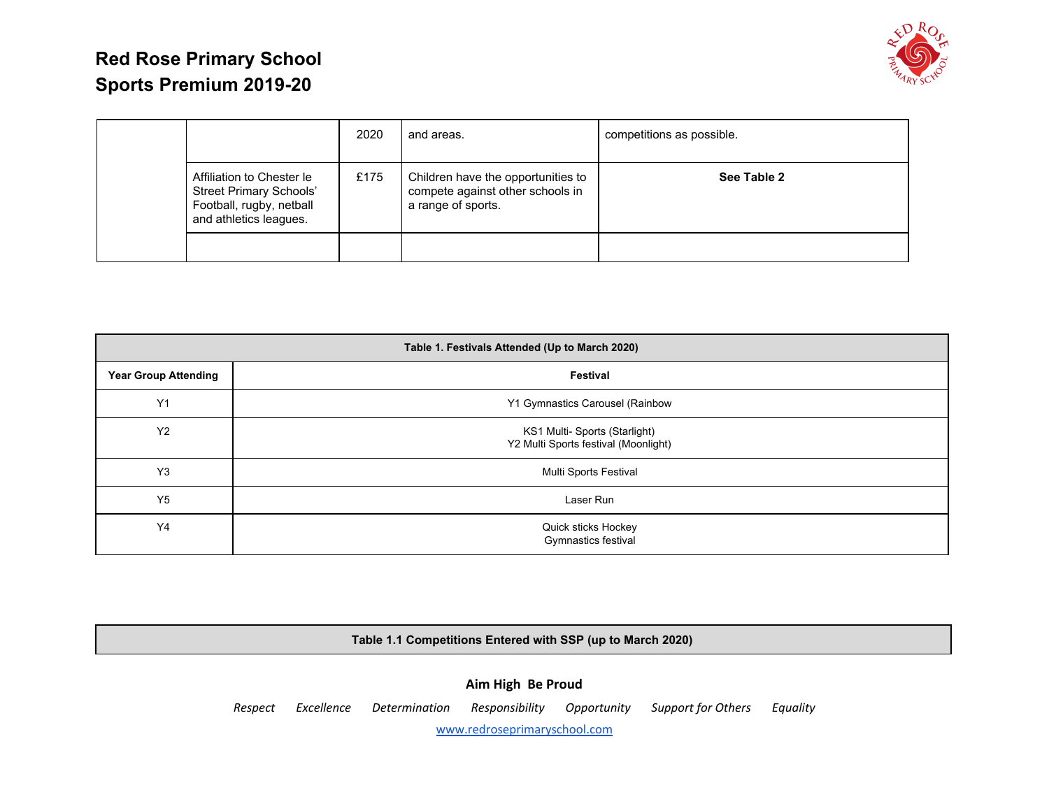| | | | | |
|---|---|---|---|---|
| | | 2020 | and areas. | competitions as possible. |
| | Affiliation to Chester le Street Primary Schools' Football, rugby, netball and athletics leagues. | £175 | Children have the opportunities to compete against other schools in a range of sports. | **See Table 2** |
| | | | | |

| **Table 1. Festivals Attended (Up to March 2020)** | |
|---|---|
| **Year Group Attending** | **Festival** |
| Y1 | Y1 Gymnastics Carousel (Rainbow |
| Y2 | KS1 Multi- Sports (Starlight)<br>Y2 Multi Sports festival (Moonlight) |
| Y3 | Multi Sports Festival |
| Y5 | Laser Run |
| Y4 | Quick sticks Hockey<br>Gymnastics festival |

| **Table 1.1 Competitions Entered with SSP (up to March 2020)** |
|---|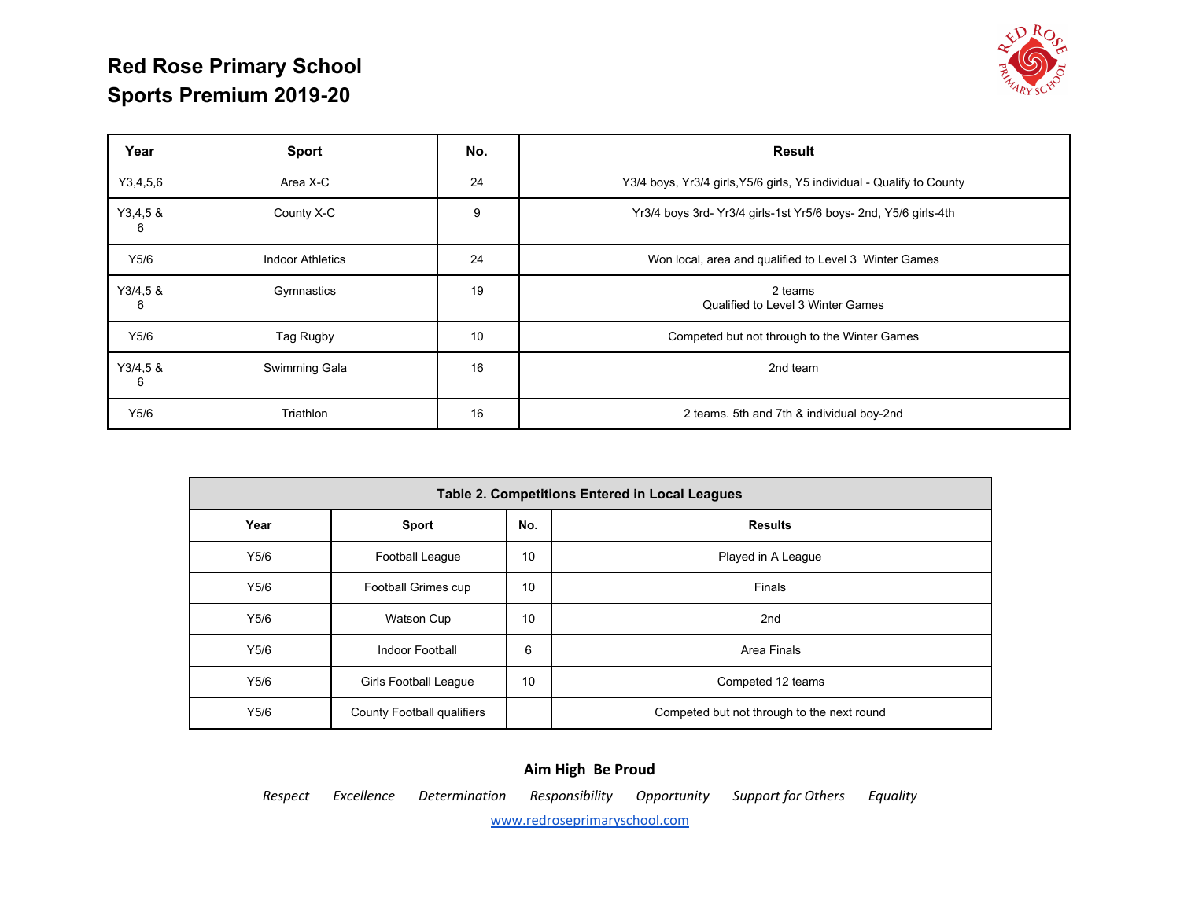# Red Rose Primary School
## Sports Premium 2019-20

| Year | Sport | No. | Result |
|---|---|---|---|
| Y3,4,5,6 | Area X-C | 24 | Y3/4 boys, Yr3/4 girls,Y5/6 girls, Y5 individual - Qualify to County |
| Y3,4,5 & 6 | County X-C | 9 | Yr3/4 boys 3rd- Yr3/4 girls-1st Yr5/6 boys- 2nd, Y5/6 girls-4th |
| Y5/6 | Indoor Athletics | 24 | Won local, area and qualified to Level 3 Winter Games |
| Y3/4,5 & 6 | Gymnastics | 19 | 2 teams Qualified to Level 3 Winter Games |
| Y5/6 | Tag Rugby | 10 | Competed but not through to the Winter Games |
| Y3/4,5 & 6 | Swimming Gala | 16 | 2nd team |
| Y5/6 | Triathlon | 16 | 2 teams. 5th and 7th & individual boy-2nd |

| Table 2. Competitions Entered in Local Leagues | | | |
|---|---|---|---|
| **Year** | **Sport** | **No.** | **Results** |
| Y5/6 | Football League | 10 | Played in A League |
| Y5/6 | Football Grimes cup | 10 | Finals |
| Y5/6 | Watson Cup | 10 | 2nd |
| Y5/6 | Indoor Football | 6 | Area Finals |
| Y5/6 | Girls Football League | 10 | Competed 12 teams |
| Y5/6 | County Football qualifiers | | Competed but not through to the next round |

**Aim High Be Proud**

*Respect Excellence Determination Responsibility Opportunity Support for Others Equality*

www.redroseprimaryschool.com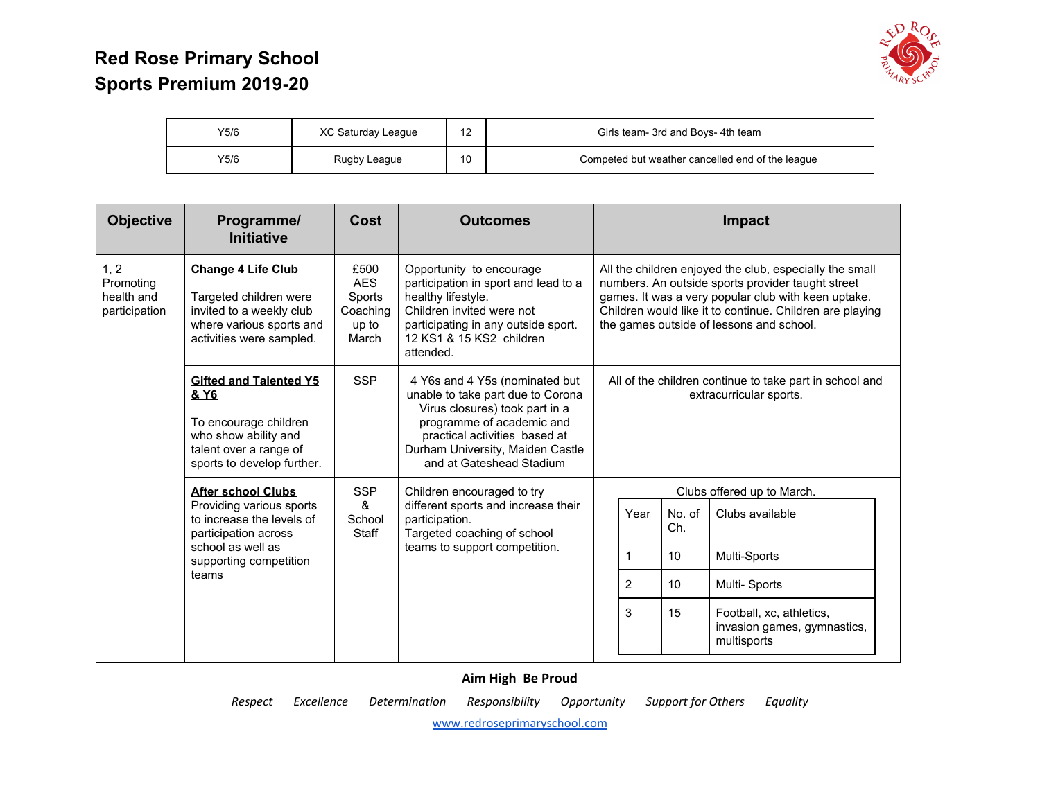# Red Rose Primary School
## Sports Premium 2019-20

| Y5/6 | XC Saturday League | 12 | Girls team- 3rd and Boys- 4th team |
|---|---|---|---|
| Y5/6 | Rugby League | 10 | Competed but weather cancelled end of the league |

| Objective | Programme/ Initiative | Cost | Outcomes | Impact |
|---|---|---|---|---|
| 1, 2 Promoting health and participation | **Change 4 Life Club**<br><br>Targeted children were invited to a weekly club where various sports and activities were sampled. | £500 AES Sports Coaching up to March | Opportunity to encourage participation in sport and lead to a healthy lifestyle.<br>Children invited were not participating in any outside sport.<br>12 KS1 & 15 KS2 children attended. | All the children enjoyed the club, especially the small numbers. An outside sports provider taught street games. It was a very popular club with keen uptake. Children would like it to continue. Children are playing the games outside of lessons and school. |
| | **Gifted and Talented Y5 & Y6**<br><br>To encourage children who show ability and talent over a range of sports to develop further. | SSP | 4 Y6s and 4 Y5s (nominated but unable to take part due to Corona Virus closures) took part in a programme of academic and practical activities based at Durham University, Maiden Castle and at Gateshead Stadium | All of the children continue to take part in school and extracurricular sports. |
| | **After school Clubs**<br>Providing various sports to increase the levels of participation across school as well as supporting competition teams | SSP & School Staff | Children encouraged to try different sports and increase their participation.<br>Targeted coaching of school teams to support competition. | Clubs offered up to March.<br><br>Year \| No. of Ch. \| Clubs available<br>1 \| 10 \| Multi-Sports<br>2 \| 10 \| Multi- Sports<br>3 \| 15 \| Football, xc, athletics, invasion games, gymnastics, multisports |

**Aim High Be Proud**

*Respect Excellence Determination Responsibility Opportunity Support for Others Equality*

www.redroseprimaryschool.com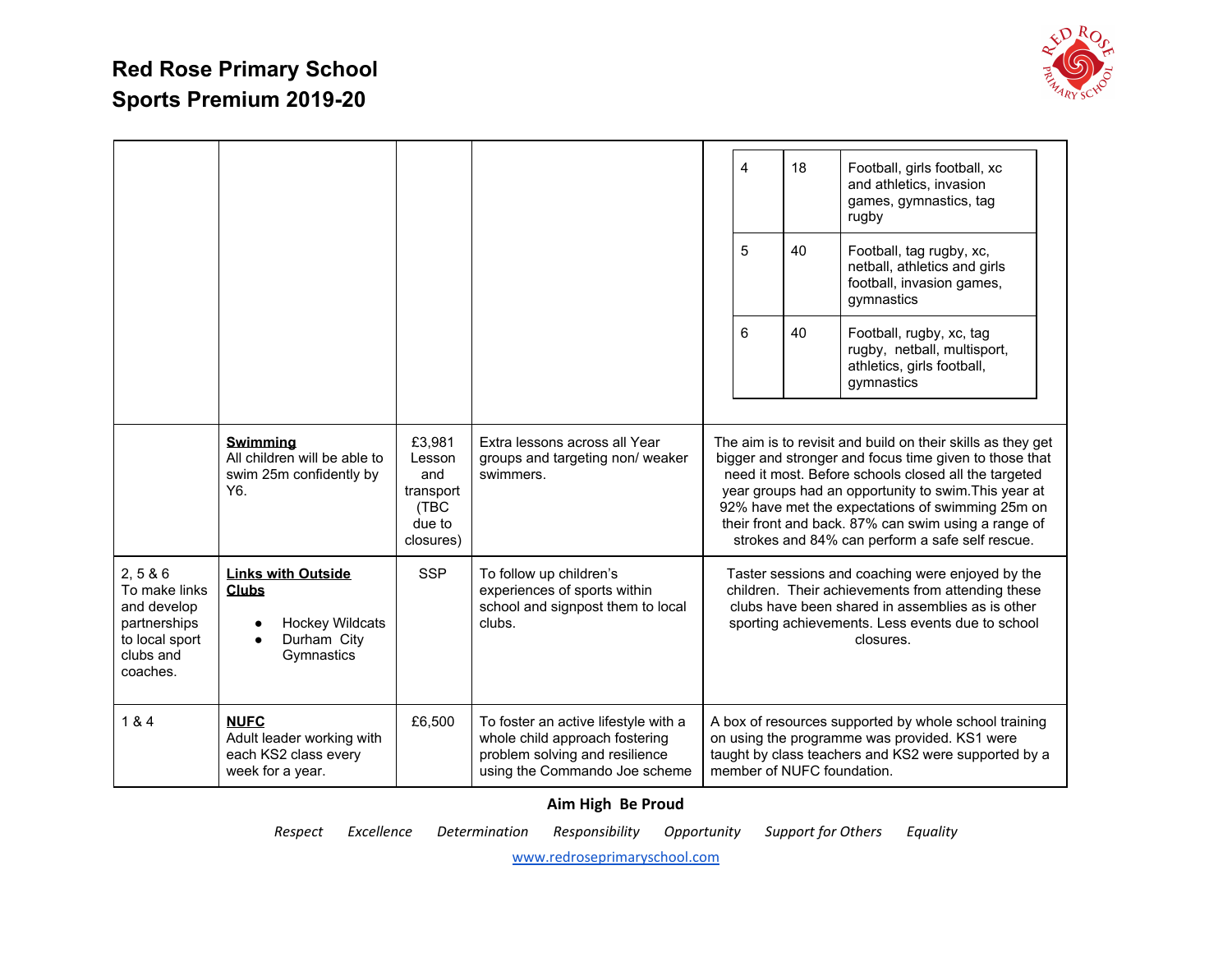# Red Rose Primary School
# Sports Premium 2019-20

| | | | | |
|---|---|---|---|---|
| | | | | 4 / 18 / Football, girls football, xc and athletics, invasion games, gymnastics, tag rugby<br>5 / 40 / Football, tag rugby, xc, netball, athletics and girls football, invasion games, gymnastics<br>6 / 40 / Football, rugby, xc, tag rugby, netball, multisport, athletics, girls football, gymnastics |
| | **Swimming**<br>All children will be able to swim 25m confidently by Y6. | £3,981 Lesson and transport (TBC due to closures) | Extra lessons across all Year groups and targeting non/ weaker swimmers. | The aim is to revisit and build on their skills as they get bigger and stronger and focus time given to those that need it most. Before schools closed all the targeted year groups had an opportunity to swim.This year at 92% have met the expectations of swimming 25m on their front and back. 87% can swim using a range of strokes and 84% can perform a safe self rescue. |
| 2, 5 & 6<br>To make links and develop partnerships to local sport clubs and coaches. | **Links with Outside Clubs**<br>● Hockey Wildcats<br>● Durham City Gymnastics | SSP | To follow up children's experiences of sports within school and signpost them to local clubs. | Taster sessions and coaching were enjoyed by the children. Their achievements from attending these clubs have been shared in assemblies as is other sporting achievements. Less events due to school closures. |
| 1 & 4 | **NUFC**<br>Adult leader working with each KS2 class every week for a year. | £6,500 | To foster an active lifestyle with a whole child approach fostering problem solving and resilience using the Commando Joe scheme | A box of resources supported by whole school training on using the programme was provided. KS1 were taught by class teachers and KS2 were supported by a member of NUFC foundation. |

**Aim High Be Proud**

*Respect Excellence Determination Responsibility Opportunity Support for Others Equality*

www.redroseprimaryschool.com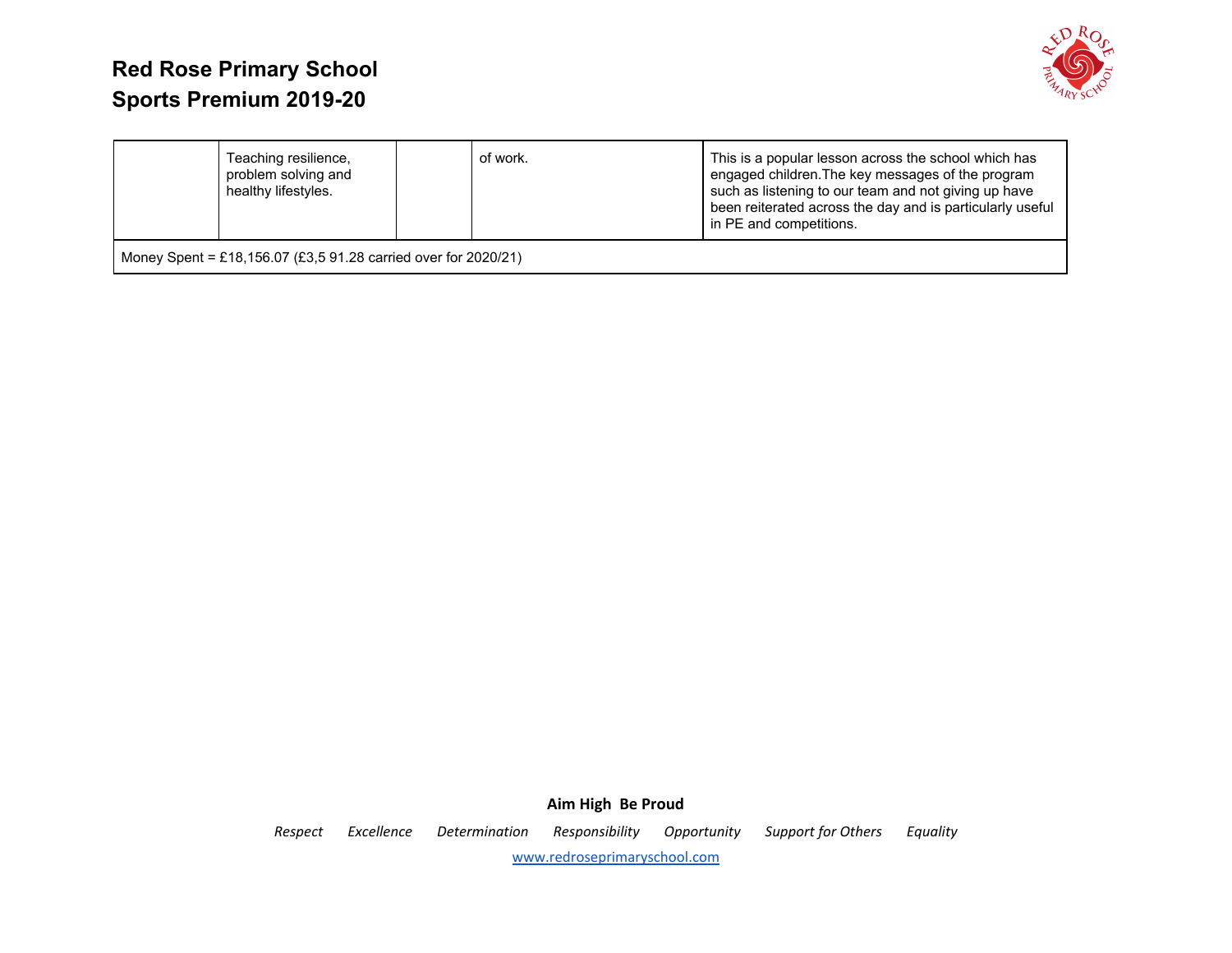| | | | | |
|---|---|---|---|---|
| | Teaching resilience, problem solving and healthy lifestyles. | | of work. | This is a popular lesson across the school which has engaged children.The key messages of the program such as listening to our team and not giving up have been reiterated across the day and is particularly useful in PE and competitions. |
| Money Spent = £18,156.07 (£3,5 91.28 carried over for 2020/21) | | | | |